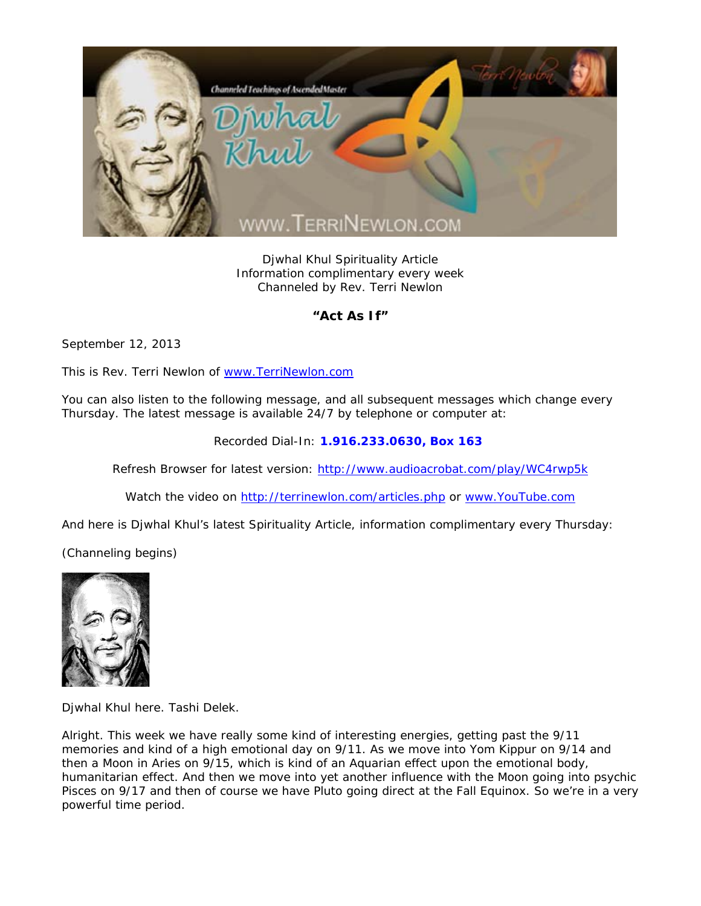Djwhal Khul Spirituality Article
Information complimentary every week
Channeled by Rev. Terri Newlon

**"Act As If"**

September 12, 2013

This is Rev. Terri Newlon of www.TerriNewlon.com

You can also listen to the following message, and all subsequent messages which change every Thursday. The latest message is available 24/7 by telephone or computer at:

Recorded Dial-In: **1.916.233.0630, Box 163**

Refresh Browser for latest version: http://www.audioacrobat.com/play/WC4rwp5k

Watch the video on http://terrinewlon.com/articles.php or www.YouTube.com

And here is Djwhal Khul's latest Spirituality Article, information complimentary every Thursday:

(Channeling begins)

Djwhal Khul here. Tashi Delek.

Alright. This week we have really some kind of interesting energies, getting past the 9/11 memories and kind of a high emotional day on 9/11. As we move into Yom Kippur on 9/14 and then a Moon in Aries on 9/15, which is kind of an Aquarian effect upon the emotional body, humanitarian effect. And then we move into yet another influence with the Moon going into psychic Pisces on 9/17 and then of course we have Pluto going direct at the Fall Equinox. So we're in a very powerful time period.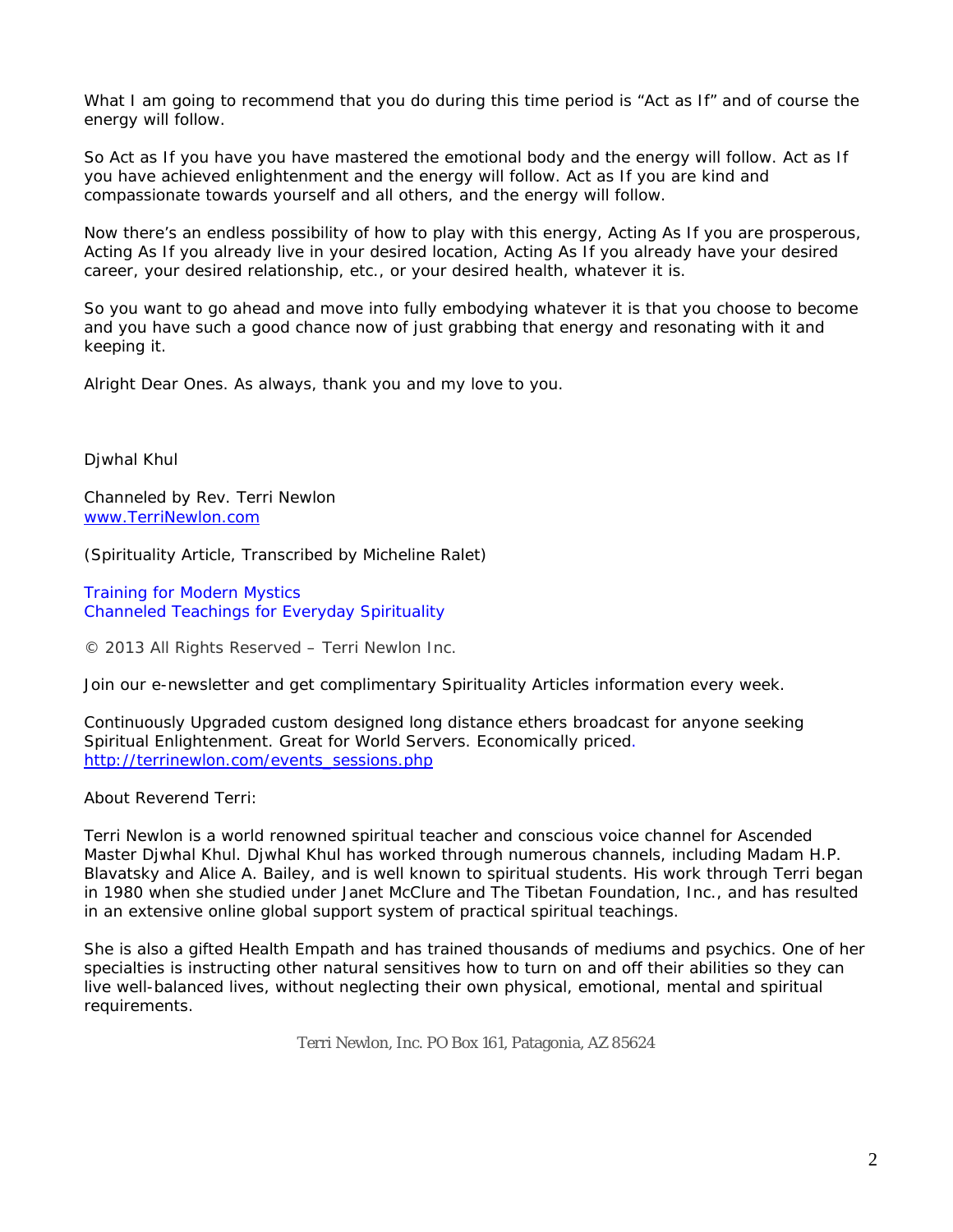What I am going to recommend that you do during this time period is "Act as If" and of course the energy will follow.

So Act as If you have you have mastered the emotional body and the energy will follow. Act as If you have achieved enlightenment and the energy will follow. Act as If you are kind and compassionate towards yourself and all others, and the energy will follow.

Now there's an endless possibility of how to play with this energy, Acting As If you are prosperous, Acting As If you already live in your desired location, Acting As If you already have your desired career, your desired relationship, etc., or your desired health, whatever it is.

So you want to go ahead and move into fully embodying whatever it is that you choose to become and you have such a good chance now of just grabbing that energy and resonating with it and keeping it.

Alright Dear Ones. As always, thank you and my love to you.

Djwhal Khul

Channeled by Rev. Terri Newlon
www.TerriNewlon.com

(Spirituality Article, Transcribed by Micheline Ralet)

Training for Modern Mystics
Channeled Teachings for Everyday Spirituality

© 2013 All Rights Reserved – Terri Newlon Inc.

Join our e-newsletter and get complimentary Spirituality Articles information every week.

Continuously Upgraded custom designed long distance ethers broadcast for anyone seeking Spiritual Enlightenment. Great for World Servers. Economically priced.
http://terrinewlon.com/events_sessions.php

About Reverend Terri:

Terri Newlon is a world renowned spiritual teacher and conscious voice channel for Ascended Master Djwhal Khul. Djwhal Khul has worked through numerous channels, including Madam H.P. Blavatsky and Alice A. Bailey, and is well known to spiritual students. His work through Terri began in 1980 when she studied under Janet McClure and The Tibetan Foundation, Inc., and has resulted in an extensive online global support system of practical spiritual teachings.

She is also a gifted Health Empath and has trained thousands of mediums and psychics. One of her specialties is instructing other natural sensitives how to turn on and off their abilities so they can live well-balanced lives, without neglecting their own physical, emotional, mental and spiritual requirements.

Terri Newlon, Inc. PO Box 161, Patagonia, AZ 85624